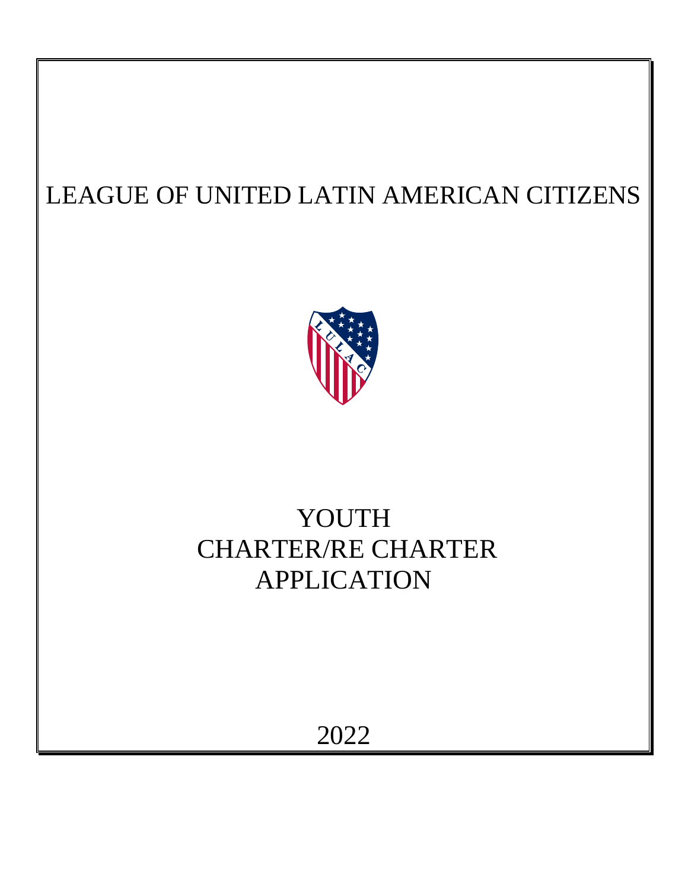# LEAGUE OF UNITED LATIN AMERICAN CITIZENS

# YOUTH CHARTER/RE CHARTER APPLICATION

2022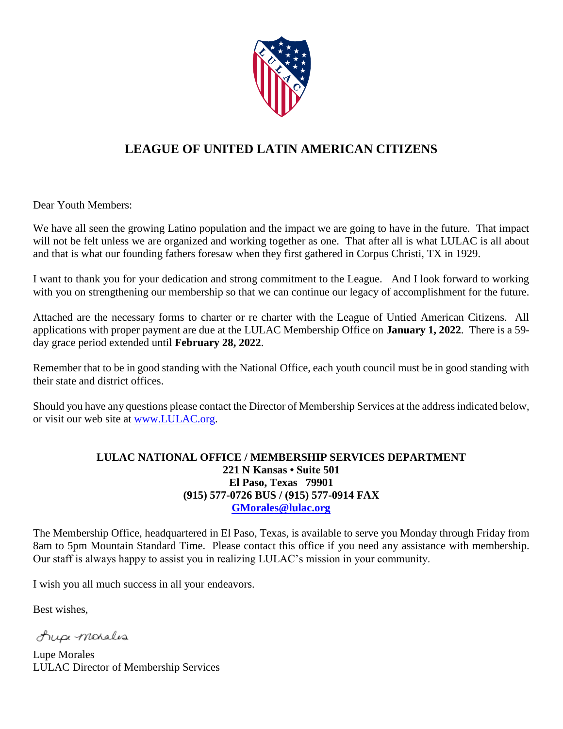# LEAGUE OF UNITED LATIN AMERICAN CITIZENS

Dear Youth Members:

We have all seen the growing Latino population and the impact we are going to have in the future. That impact will not be felt unless we are organized and working together as one. That after all is what LULAC is all about and that is what our founding fathers foresaw when they first gathered in Corpus Christi, TX in 1929.

I want to thank you for your dedication and strong commitment to the League. And I look forward to working with you on strengthening our membership so that we can continue our legacy of accomplishment for the future.

Attached are the necessary forms to charter or re charter with the League of Untied American Citizens. All applications with proper payment are due at the LULAC Membership Office on **January 1, 2022**. There is a 59-day grace period extended until **February 28, 2022**.

Remember that to be in good standing with the National Office, each youth council must be in good standing with their state and district offices.

Should you have any questions please contact the Director of Membership Services at the address indicated below, or visit our web site at [www.LULAC.org](www.LULAC.org).

**LULAC NATIONAL OFFICE / MEMBERSHIP SERVICES DEPARTMENT**
**221 N Kansas • Suite 501**
**El Paso, Texas 79901**
**(915) 577-0726 BUS / (915) 577-0914 FAX**
**[GMorales@lulac.org](mailto:GMorales@lulac.org)**

The Membership Office, headquartered in El Paso, Texas, is available to serve you Monday through Friday from 8am to 5pm Mountain Standard Time. Please contact this office if you need any assistance with membership. Our staff is always happy to assist you in realizing LULAC's mission in your community.

I wish you all much success in all your endeavors.

Best wishes,

Lupe Morales

Lupe Morales
LULAC Director of Membership Services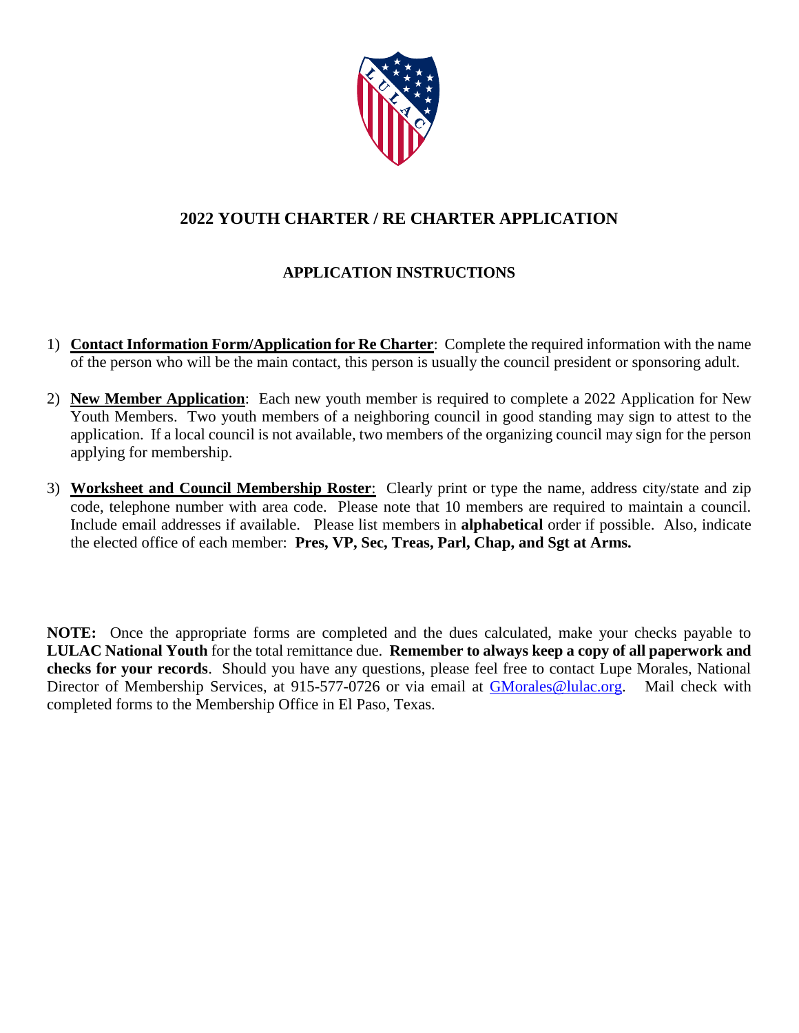## 2022 YOUTH CHARTER / RE CHARTER APPLICATION

### APPLICATION INSTRUCTIONS

1) **Contact Information Form/Application for Re Charter**: Complete the required information with the name of the person who will be the main contact, this person is usually the council president or sponsoring adult.

2) **New Member Application**: Each new youth member is required to complete a 2022 Application for New Youth Members. Two youth members of a neighboring council in good standing may sign to attest to the application. If a local council is not available, two members of the organizing council may sign for the person applying for membership.

3) **Worksheet and Council Membership Roster**: Clearly print or type the name, address city/state and zip code, telephone number with area code. Please note that 10 members are required to maintain a council. Include email addresses if available. Please list members in **alphabetical** order if possible. Also, indicate the elected office of each member: **Pres, VP, Sec, Treas, Parl, Chap, and Sgt at Arms.**

**NOTE:** Once the appropriate forms are completed and the dues calculated, make your checks payable to **LULAC National Youth** for the total remittance due. **Remember to always keep a copy of all paperwork and checks for your records**. Should you have any questions, please feel free to contact Lupe Morales, National Director of Membership Services, at 915-577-0726 or via email at GMorales@lulac.org. Mail check with completed forms to the Membership Office in El Paso, Texas.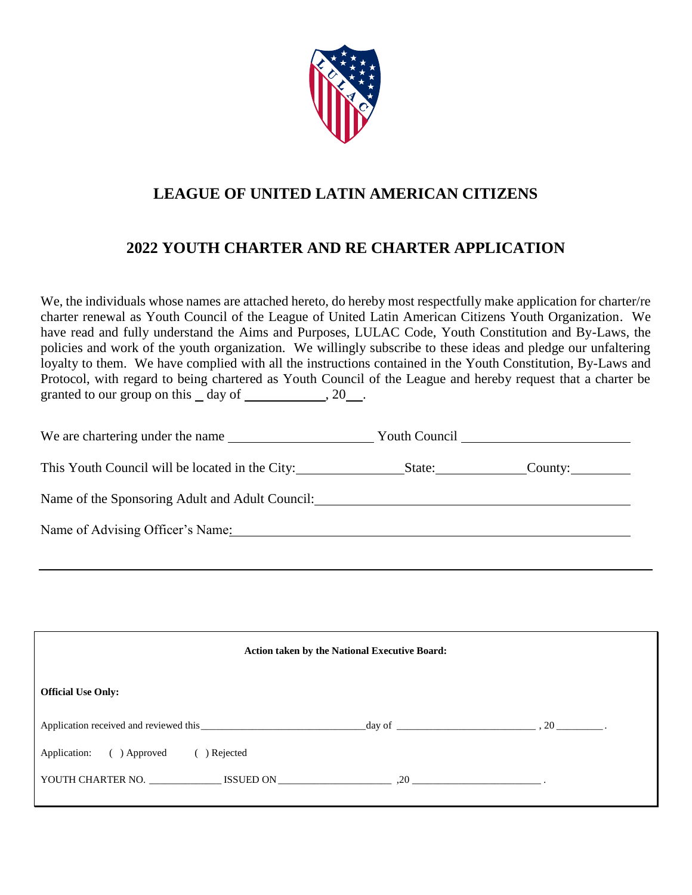# LEAGUE OF UNITED LATIN AMERICAN CITIZENS

## 2022 YOUTH CHARTER AND RE CHARTER APPLICATION

We, the individuals whose names are attached hereto, do hereby most respectfully make application for charter/re charter renewal as Youth Council of the League of United Latin American Citizens Youth Organization. We have read and fully understand the Aims and Purposes, LULAC Code, Youth Constitution and By-Laws, the policies and work of the youth organization. We willingly subscribe to these ideas and pledge our unfaltering loyalty to them. We have complied with all the instructions contained in the Youth Constitution, By-Laws and Protocol, with regard to being chartered as Youth Council of the League and hereby request that a charter be granted to our group on this ___ day of ____________, 20___.

We are chartering under the name ______________________ Youth Council ________________________

This Youth Council will be located in the City: ________________ State: ______________ County: __________

Name of the Sponsoring Adult and Adult Council: ______________________________________________

Name of Advising Officer's Name: _______________________________________________________

---

**Action taken by the National Executive Board:**

**Official Use Only:**

Application received and reviewed this ________________________________ day of __________________________ , 20 _________ .

Application: ( ) Approved ( ) Rejected

YOUTH CHARTER NO. ______________ ISSUED ON ______________________ ,20 _________________________ .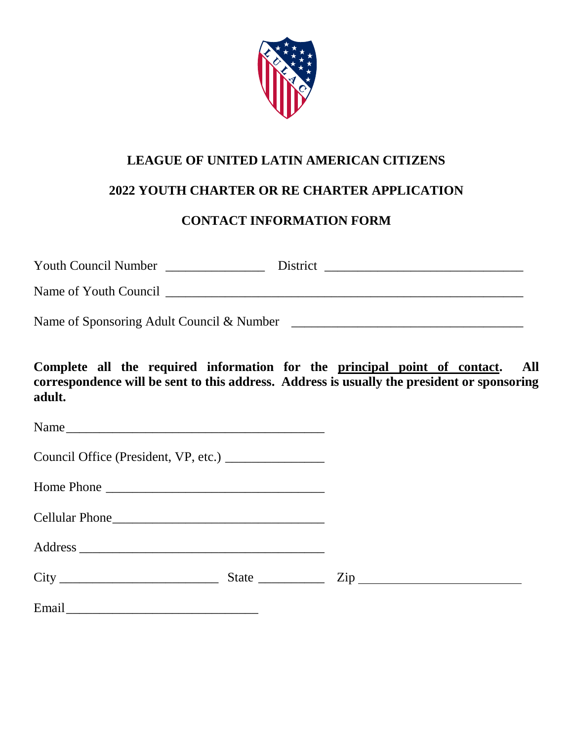**LEAGUE OF UNITED LATIN AMERICAN CITIZENS**

**2022 YOUTH CHARTER OR RE CHARTER APPLICATION**

**CONTACT INFORMATION FORM**

Youth Council Number _______________ District ______________________________

Name of Youth Council _______________________________________________________

Name of Sponsoring Adult Council & Number ___________________________________

**Complete all the required information for the <u>principal point of contact</u>. All correspondence will be sent to this address. Address is usually the president or sponsoring adult.**

Name________________________________________

Council Office (President, VP, etc.) _______________

Home Phone _________________________________

Cellular Phone________________________________

Address _____________________________________

City ________________________ State __________ Zip _________________________

Email______________________________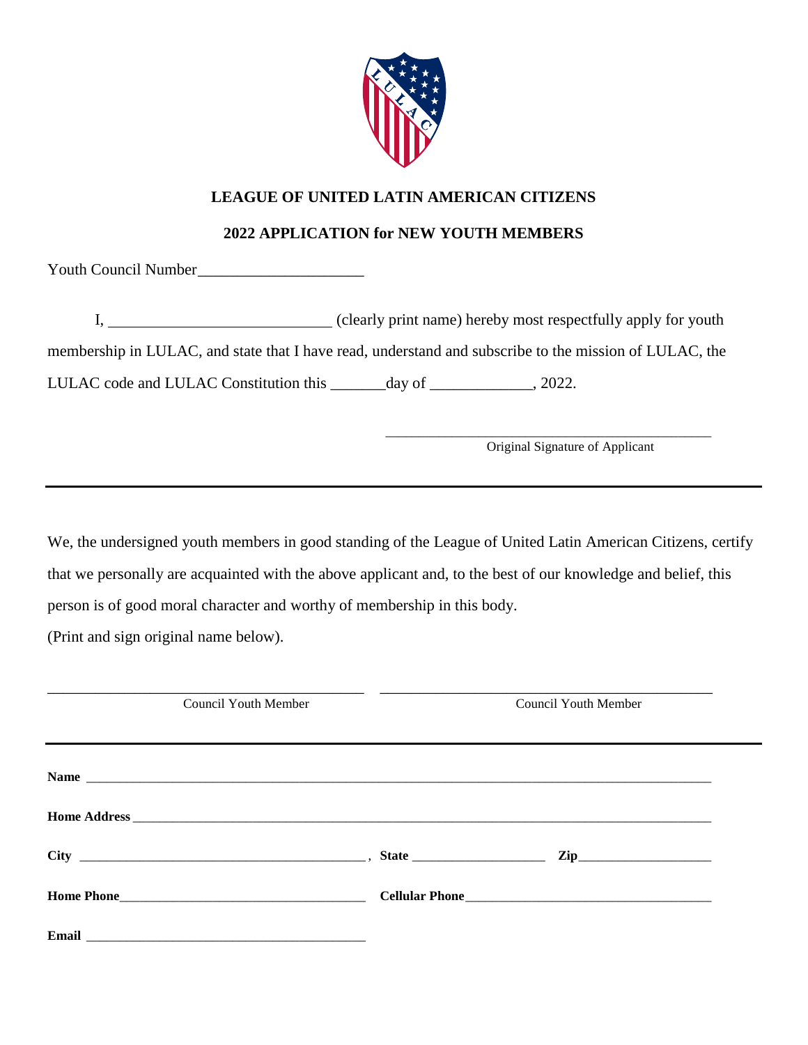**LEAGUE OF UNITED LATIN AMERICAN CITIZENS**

**2022 APPLICATION for NEW YOUTH MEMBERS**

Youth Council Number____________________

I, ___________________________ (clearly print name) hereby most respectfully apply for youth membership in LULAC, and state that I have read, understand and subscribe to the mission of LULAC, the LULAC code and LULAC Constitution this _______day of _____________, 2022.

________________________________________
Original Signature of Applicant

---

We, the undersigned youth members in good standing of the League of United Latin American Citizens, certify that we personally are acquainted with the above applicant and, to the best of our knowledge and belief, this person is of good moral character and worthy of membership in this body.
(Print and sign original name below).

________________________________________ ________________________________________
Council Youth Member Council Youth Member

---

**Name** ________________________________________________________________________________

**Home Address** __________________________________________________________________________

**City** ____________________________________, **State** ____________________ **Zip**____________________

**Home Phone**____________________________________ **Cellular Phone**____________________________________

**Email** ________________________________________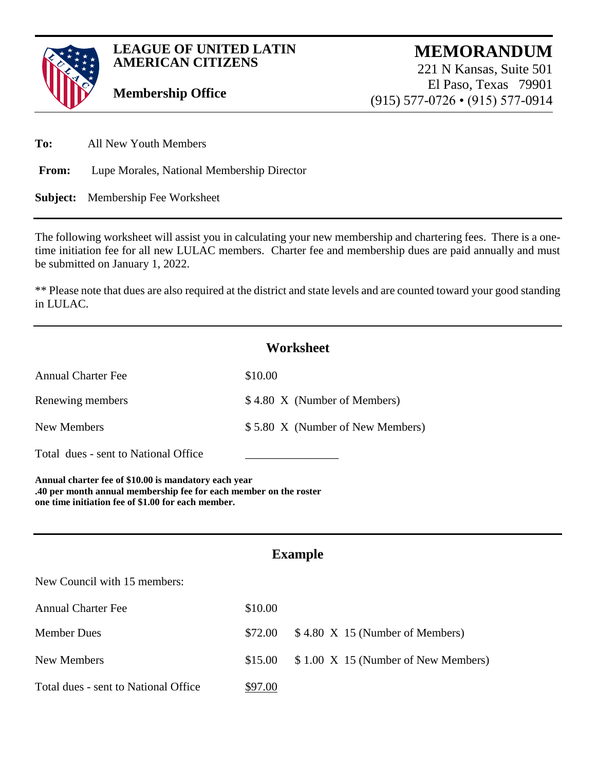**LEAGUE OF UNITED LATIN AMERICAN CITIZENS**

**Membership Office**

# MEMORANDUM

221 N Kansas, Suite 501
El Paso, Texas 79901
(915) 577-0726 • (915) 577-0914

**To:** All New Youth Members

**From:** Lupe Morales, National Membership Director

**Subject:** Membership Fee Worksheet

The following worksheet will assist you in calculating your new membership and chartering fees. There is a one-time initiation fee for all new LULAC members. Charter fee and membership dues are paid annually and must be submitted on January 1, 2022.

** Please note that dues are also required at the district and state levels and are counted toward your good standing in LULAC.

## Worksheet

| | |
|---|---|
| Annual Charter Fee | $10.00 |
| Renewing members | $ 4.80 X (Number of Members) |
| New Members | $ 5.80 X (Number of New Members) |
| Total dues - sent to National Office | _______________ |

**Annual charter fee of $10.00 is mandatory each year**
**.40 per month annual membership fee for each member on the roster**
**one time initiation fee of $1.00 for each member.**

## Example

New Council with 15 members:

| | | |
|---|---|---|
| Annual Charter Fee | $10.00 | |
| Member Dues | $72.00 | $ 4.80 X 15 (Number of Members) |
| New Members | $15.00 | $ 1.00 X 15 (Number of New Members) |
| Total dues - sent to National Office | $97.00 | |